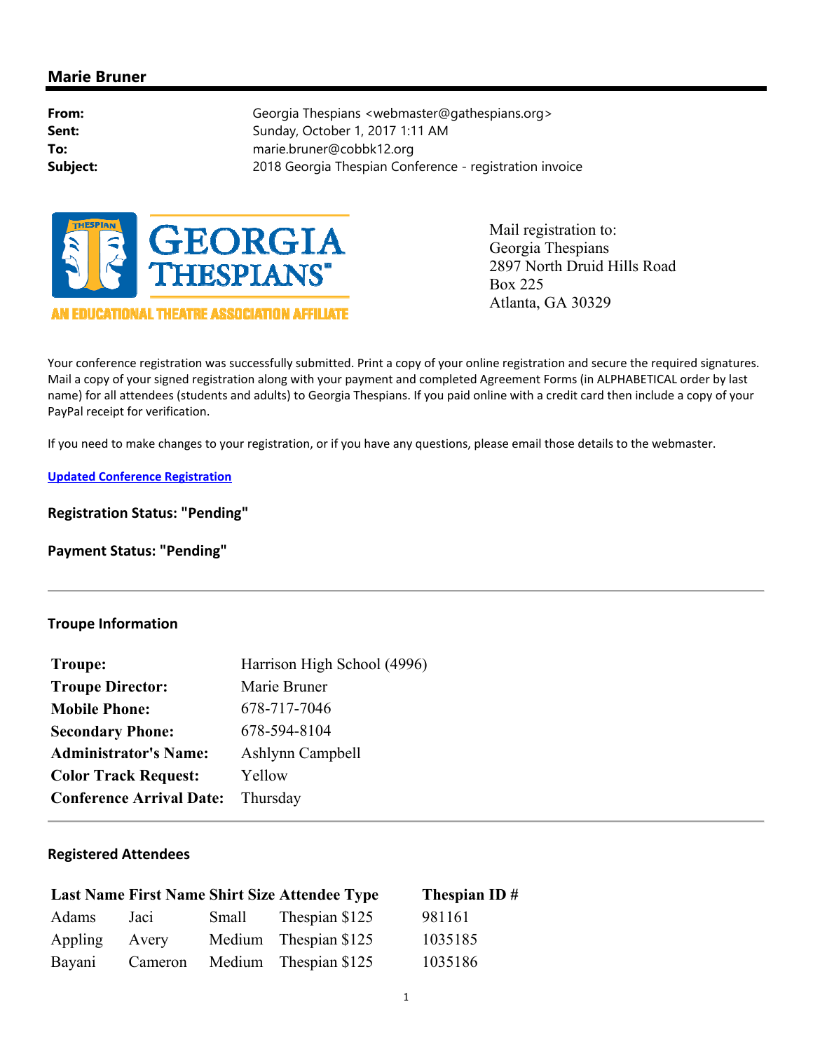## Marie Bruner

**From:** Georgia Thespians <webmaster@gathespians.org>
**Sent:** Sunday, October 1, 2017 1:11 AM
**To:** marie.bruner@cobbk12.org
**Subject:** 2018 Georgia Thespian Conference - registration invoice

GEORGIA THESPIANS
AN EDUCATIONAL THEATRE ASSOCIATION AFFILIATE

Mail registration to:
Georgia Thespians
2897 North Druid Hills Road
Box 225
Atlanta, GA 30329

Your conference registration was successfully submitted. Print a copy of your online registration and secure the required signatures. Mail a copy of your signed registration along with your payment and completed Agreement Forms (in ALPHABETICAL order by last name) for all attendees (students and adults) to Georgia Thespians. If you paid online with a credit card then include a copy of your PayPal receipt for verification.

If you need to make changes to your registration, or if you have any questions, please email those details to the webmaster.

[Updated Conference Registration]

**Registration Status: "Pending"**

**Payment Status: "Pending"**

---

### Troupe Information

| | |
|---|---|
| **Troupe:** | Harrison High School (4996) |
| **Troupe Director:** | Marie Bruner |
| **Mobile Phone:** | 678-717-7046 |
| **Secondary Phone:** | 678-594-8104 |
| **Administrator's Name:** | Ashlynn Campbell |
| **Color Track Request:** | Yellow |
| **Conference Arrival Date:** | Thursday |

---

### Registered Attendees

| Last Name | First Name | Shirt Size | Attendee Type | Thespian ID # |
|---|---|---|---|---|
| Adams | Jaci | Small | Thespian $125 | 981161 |
| Appling | Avery | Medium | Thespian $125 | 1035185 |
| Bayani | Cameron | Medium | Thespian $125 | 1035186 |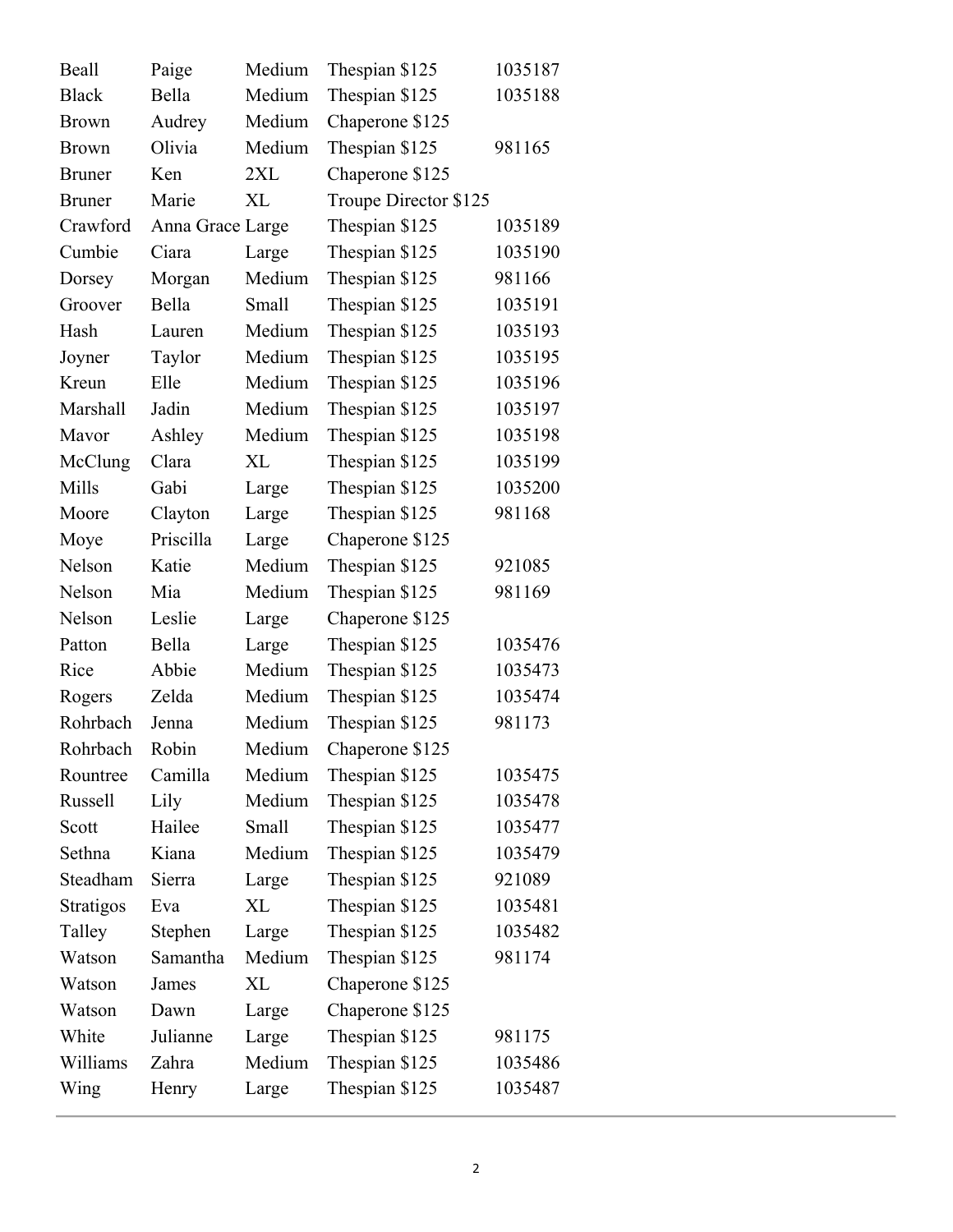| | | | | |
|---|---|---|---|---|
| Beall | Paige | Medium | Thespian $125 | 1035187 |
| Black | Bella | Medium | Thespian $125 | 1035188 |
| Brown | Audrey | Medium | Chaperone $125 | |
| Brown | Olivia | Medium | Thespian $125 | 981165 |
| Bruner | Ken | 2XL | Chaperone $125 | |
| Bruner | Marie | XL | Troupe Director $125 | |
| Crawford | Anna Grace | Large | Thespian $125 | 1035189 |
| Cumbie | Ciara | Large | Thespian $125 | 1035190 |
| Dorsey | Morgan | Medium | Thespian $125 | 981166 |
| Groover | Bella | Small | Thespian $125 | 1035191 |
| Hash | Lauren | Medium | Thespian $125 | 1035193 |
| Joyner | Taylor | Medium | Thespian $125 | 1035195 |
| Kreun | Elle | Medium | Thespian $125 | 1035196 |
| Marshall | Jadin | Medium | Thespian $125 | 1035197 |
| Mavor | Ashley | Medium | Thespian $125 | 1035198 |
| McClung | Clara | XL | Thespian $125 | 1035199 |
| Mills | Gabi | Large | Thespian $125 | 1035200 |
| Moore | Clayton | Large | Thespian $125 | 981168 |
| Moye | Priscilla | Large | Chaperone $125 | |
| Nelson | Katie | Medium | Thespian $125 | 921085 |
| Nelson | Mia | Medium | Thespian $125 | 981169 |
| Nelson | Leslie | Large | Chaperone $125 | |
| Patton | Bella | Large | Thespian $125 | 1035476 |
| Rice | Abbie | Medium | Thespian $125 | 1035473 |
| Rogers | Zelda | Medium | Thespian $125 | 1035474 |
| Rohrbach | Jenna | Medium | Thespian $125 | 981173 |
| Rohrbach | Robin | Medium | Chaperone $125 | |
| Rountree | Camilla | Medium | Thespian $125 | 1035475 |
| Russell | Lily | Medium | Thespian $125 | 1035478 |
| Scott | Hailee | Small | Thespian $125 | 1035477 |
| Sethna | Kiana | Medium | Thespian $125 | 1035479 |
| Steadham | Sierra | Large | Thespian $125 | 921089 |
| Stratigos | Eva | XL | Thespian $125 | 1035481 |
| Talley | Stephen | Large | Thespian $125 | 1035482 |
| Watson | Samantha | Medium | Thespian $125 | 981174 |
| Watson | James | XL | Chaperone $125 | |
| Watson | Dawn | Large | Chaperone $125 | |
| White | Julianne | Large | Thespian $125 | 981175 |
| Williams | Zahra | Medium | Thespian $125 | 1035486 |
| Wing | Henry | Large | Thespian $125 | 1035487 |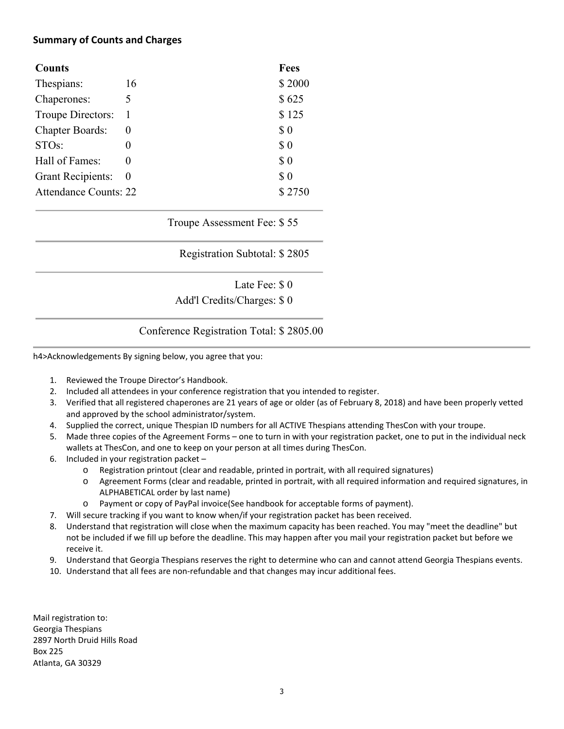**Summary of Counts and Charges**

| Counts | | Fees |
| --- | --- | --- |
| Thespians: | 16 | $ 2000 |
| Chaperones: | 5 | $ 625 |
| Troupe Directors: | 1 | $ 125 |
| Chapter Boards: | 0 | $ 0 |
| STOs: | 0 | $ 0 |
| Hall of Fames: | 0 | $ 0 |
| Grant Recipients: | 0 | $ 0 |
| Attendance Counts: | 22 | $ 2750 |

Troupe Assessment Fee: $ 55

Registration Subtotal: $ 2805

Late Fee: $ 0

Add'l Credits/Charges: $ 0

Conference Registration Total: $ 2805.00

h4>Acknowledgements By signing below, you agree that you:

1. Reviewed the Troupe Director's Handbook.
2. Included all attendees in your conference registration that you intended to register.
3. Verified that all registered chaperones are 21 years of age or older (as of February 8, 2018) and have been properly vetted and approved by the school administrator/system.
4. Supplied the correct, unique Thespian ID numbers for all ACTIVE Thespians attending ThesCon with your troupe.
5. Made three copies of the Agreement Forms – one to turn in with your registration packet, one to put in the individual neck wallets at ThesCon, and one to keep on your person at all times during ThesCon.
6. Included in your registration packet –
   - Registration printout (clear and readable, printed in portrait, with all required signatures)
   - Agreement Forms (clear and readable, printed in portrait, with all required information and required signatures, in ALPHABETICAL order by last name)
   - Payment or copy of PayPal invoice(See handbook for acceptable forms of payment).
7. Will secure tracking if you want to know when/if your registration packet has been received.
8. Understand that registration will close when the maximum capacity has been reached. You may "meet the deadline" but not be included if we fill up before the deadline. This may happen after you mail your registration packet but before we receive it.
9. Understand that Georgia Thespians reserves the right to determine who can and cannot attend Georgia Thespians events.
10. Understand that all fees are non-refundable and that changes may incur additional fees.

Mail registration to:
Georgia Thespians
2897 North Druid Hills Road
Box 225
Atlanta, GA 30329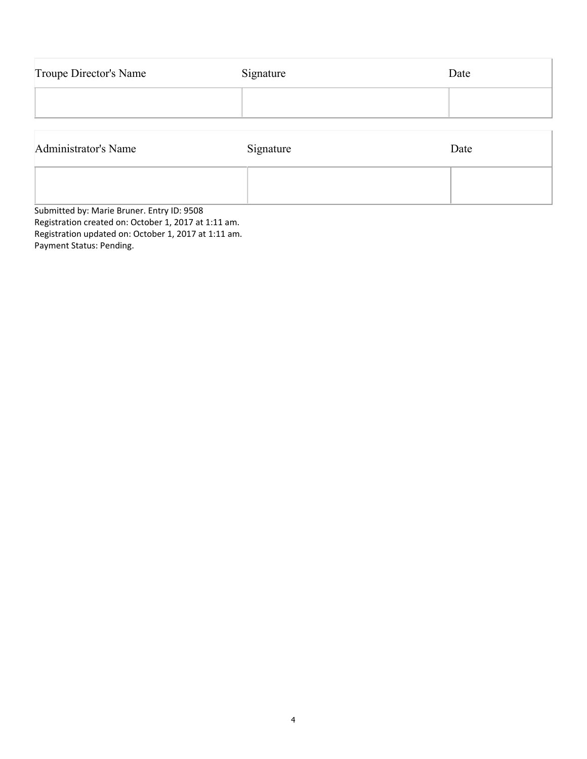| Troupe Director's Name | Signature | Date |
| --- | --- | --- |
| | | |

| Administrator's Name | Signature | Date |
| --- | --- | --- |
| | | |

Submitted by: Marie Bruner. Entry ID: 9508
Registration created on: October 1, 2017 at 1:11 am.
Registration updated on: October 1, 2017 at 1:11 am.
Payment Status: Pending.